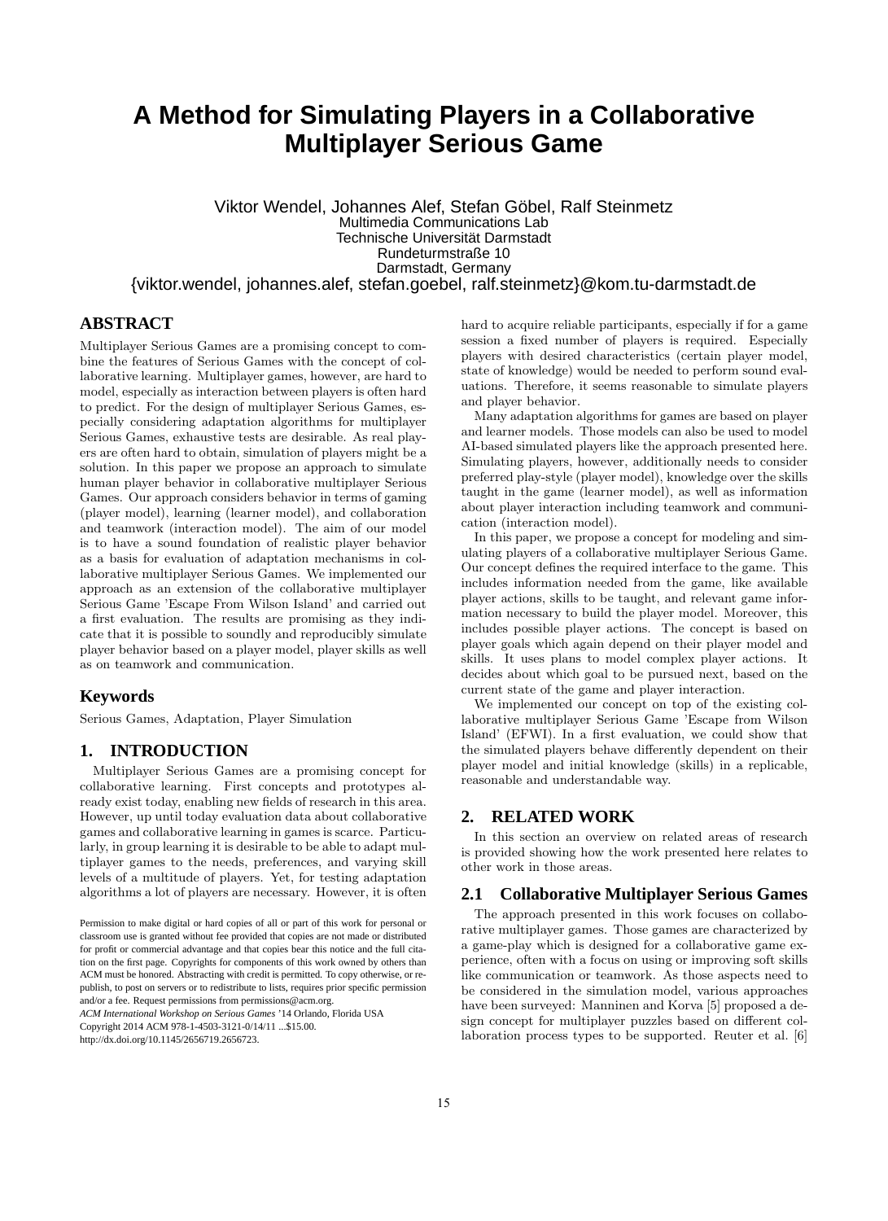# A Method for Simulating Players in a Collaborative Multiplayer Serious Game

Viktor Wendel, Johannes Alef, Stefan Göbel, Ralf Steinmetz
Multimedia Communications Lab
Technische Universität Darmstadt
Rundeturmstraße 10
Darmstadt, Germany
{viktor.wendel, johannes.alef, stefan.goebel, ralf.steinmetz}@kom.tu-darmstadt.de

## ABSTRACT

Multiplayer Serious Games are a promising concept to combine the features of Serious Games with the concept of collaborative learning. Multiplayer games, however, are hard to model, especially as interaction between players is often hard to predict. For the design of multiplayer Serious Games, especially considering adaptation algorithms for multiplayer Serious Games, exhaustive tests are desirable. As real players are often hard to obtain, simulation of players might be a solution. In this paper we propose an approach to simulate human player behavior in collaborative multiplayer Serious Games. Our approach considers behavior in terms of gaming (player model), learning (learner model), and collaboration and teamwork (interaction model). The aim of our model is to have a sound foundation of realistic player behavior as a basis for evaluation of adaptation mechanisms in collaborative multiplayer Serious Games. We implemented our approach as an extension of the collaborative multiplayer Serious Game 'Escape From Wilson Island' and carried out a first evaluation. The results are promising as they indicate that it is possible to soundly and reproducibly simulate player behavior based on a player model, player skills as well as on teamwork and communication.

## Keywords

Serious Games, Adaptation, Player Simulation

## 1. INTRODUCTION

Multiplayer Serious Games are a promising concept for collaborative learning. First concepts and prototypes already exist today, enabling new fields of research in this area. However, up until today evaluation data about collaborative games and collaborative learning in games is scarce. Particularly, in group learning it is desirable to be able to adapt multiplayer games to the needs, preferences, and varying skill levels of a multitude of players. Yet, for testing adaptation algorithms a lot of players are necessary. However, it is often hard to acquire reliable participants, especially if for a game session a fixed number of players is required. Especially players with desired characteristics (certain player model, state of knowledge) would be needed to perform sound evaluations. Therefore, it seems reasonable to simulate players and player behavior.

Many adaptation algorithms for games are based on player and learner models. Those models can also be used to model AI-based simulated players like the approach presented here. Simulating players, however, additionally needs to consider preferred play-style (player model), knowledge over the skills taught in the game (learner model), as well as information about player interaction including teamwork and communication (interaction model).

In this paper, we propose a concept for modeling and simulating players of a collaborative multiplayer Serious Game. Our concept defines the required interface to the game. This includes information needed from the game, like available player actions, skills to be taught, and relevant game information necessary to build the player model. Moreover, this includes possible player actions. The concept is based on player goals which again depend on their player model and skills. It uses plans to model complex player actions. It decides about which goal to be pursued next, based on the current state of the game and player interaction.

We implemented our concept on top of the existing collaborative multiplayer Serious Game 'Escape from Wilson Island' (EFWI). In a first evaluation, we could show that the simulated players behave differently dependent on their player model and initial knowledge (skills) in a replicable, reasonable and understandable way.

## 2. RELATED WORK

In this section an overview on related areas of research is provided showing how the work presented here relates to other work in those areas.

### 2.1 Collaborative Multiplayer Serious Games

The approach presented in this work focuses on collaborative multiplayer games. Those games are characterized by a game-play which is designed for a collaborative game experience, often with a focus on using or improving soft skills like communication or teamwork. As those aspects need to be considered in the simulation model, various approaches have been surveyed: Manninen and Korva [5] proposed a design concept for multiplayer puzzles based on different collaboration process types to be supported. Reuter et al. [6]

Permission to make digital or hard copies of all or part of this work for personal or classroom use is granted without fee provided that copies are not made or distributed for profit or commercial advantage and that copies bear this notice and the full citation on the first page. Copyrights for components of this work owned by others than ACM must be honored. Abstracting with credit is permitted. To copy otherwise, or republish, to post on servers or to redistribute to lists, requires prior specific permission and/or a fee. Request permissions from permissions@acm.org.
*ACM International Workshop on Serious Games* '14 Orlando, Florida USA
Copyright 2014 ACM 978-1-4503-3121-0/14/11 ...$15.00.
http://dx.doi.org/10.1145/2656719.2656723.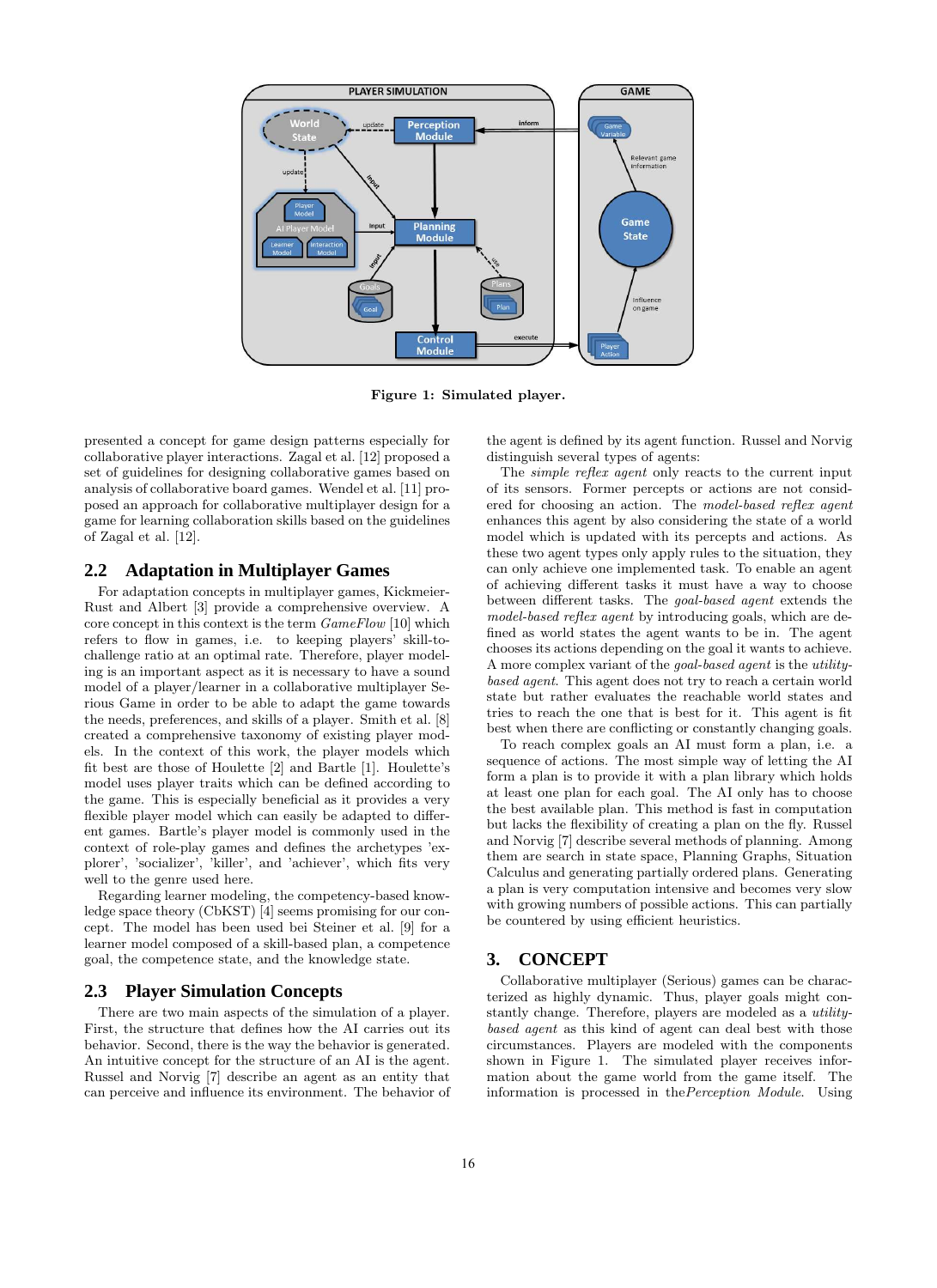Figure 1: Simulated player.

presented a concept for game design patterns especially for collaborative player interactions. Zagal et al. [12] proposed a set of guidelines for designing collaborative games based on analysis of collaborative board games. Wendel et al. [11] proposed an approach for collaborative multiplayer design for a game for learning collaboration skills based on the guidelines of Zagal et al. [12].

## 2.2 Adaptation in Multiplayer Games

For adaptation concepts in multiplayer games, Kickmeier-Rust and Albert [3] provide a comprehensive overview. A core concept in this context is the term *GameFlow* [10] which refers to flow in games, i.e. to keeping players' skill-to-challenge ratio at an optimal rate. Therefore, player modeling is an important aspect as it is necessary to have a sound model of a player/learner in a collaborative multiplayer Serious Game in order to be able to adapt the game towards the needs, preferences, and skills of a player. Smith et al. [8] created a comprehensive taxonomy of existing player models. In the context of this work, the player models which fit best are those of Houlette [2] and Bartle [1]. Houlette's model uses player traits which can be defined according to the game. This is especially beneficial as it provides a very flexible player model which can easily be adapted to different games. Bartle's player model is commonly used in the context of role-play games and defines the archetypes 'explorer', 'socializer', 'killer', and 'achiever', which fits very well to the genre used here.

Regarding learner modeling, the competency-based knowledge space theory (CbKST) [4] seems promising for our concept. The model has been used bei Steiner et al. [9] for a learner model composed of a skill-based plan, a competence goal, the competence state, and the knowledge state.

## 2.3 Player Simulation Concepts

There are two main aspects of the simulation of a player. First, the structure that defines how the AI carries out its behavior. Second, there is the way the behavior is generated. An intuitive concept for the structure of an AI is the agent. Russel and Norvig [7] describe an agent as an entity that can perceive and influence its environment. The behavior of the agent is defined by its agent function. Russel and Norvig distinguish several types of agents:

The *simple reflex agent* only reacts to the current input of its sensors. Former percepts or actions are not considered for choosing an action. The *model-based reflex agent* enhances this agent by also considering the state of a world model which is updated with its percepts and actions. As these two agent types only apply rules to the situation, they can only achieve one implemented task. To enable an agent of achieving different tasks it must have a way to choose between different tasks. The *goal-based agent* extends the *model-based reflex agent* by introducing goals, which are defined as world states the agent wants to be in. The agent chooses its actions depending on the goal it wants to achieve. A more complex variant of the *goal-based agent* is the *utility-based agent*. This agent does not try to reach a certain world state but rather evaluates the reachable world states and tries to reach the one that is best for it. This agent is fit best when there are conflicting or constantly changing goals.

To reach complex goals an AI must form a plan, i.e. a sequence of actions. The most simple way of letting the AI form a plan is to provide it with a plan library which holds at least one plan for each goal. The AI only has to choose the best available plan. This method is fast in computation but lacks the flexibility of creating a plan on the fly. Russel and Norvig [7] describe several methods of planning. Among them are search in state space, Planning Graphs, Situation Calculus and generating partially ordered plans. Generating a plan is very computation intensive and becomes very slow with growing numbers of possible actions. This can partially be countered by using efficient heuristics.

# 3. CONCEPT

Collaborative multiplayer (Serious) games can be characterized as highly dynamic. Thus, player goals might constantly change. Therefore, players are modeled as a *utility-based agent* as this kind of agent can deal best with those circumstances. Players are modeled with the components shown in Figure 1. The simulated player receives information about the game world from the game itself. The information is processed in the*Perception Module*. Using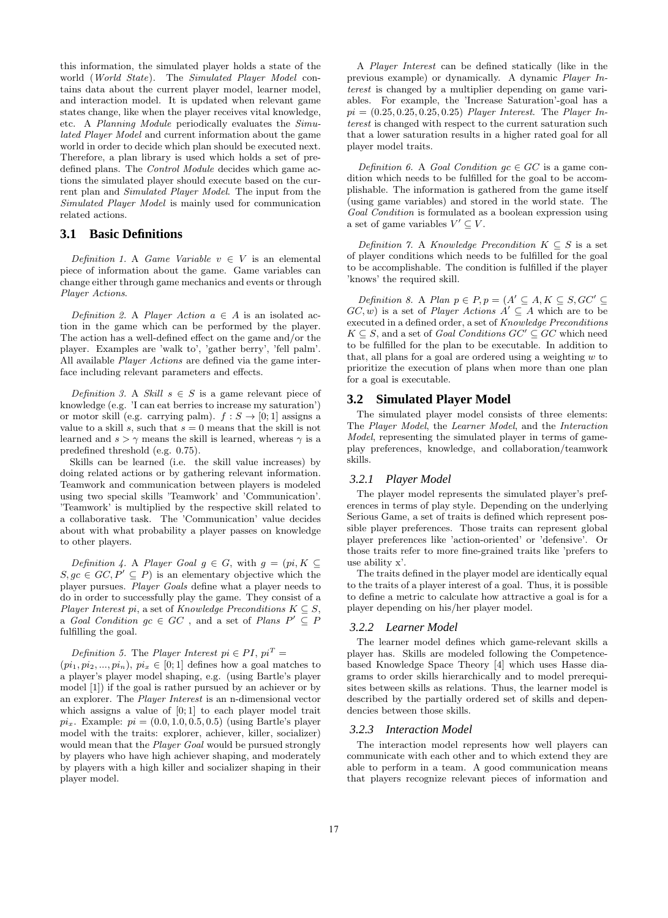this information, the simulated player holds a state of the world (*World State*). The *Simulated Player Model* contains data about the current player model, learner model, and interaction model. It is updated when relevant game states change, like when the player receives vital knowledge, etc. A *Planning Module* periodically evaluates the *Simulated Player Model* and current information about the game world in order to decide which plan should be executed next. Therefore, a plan library is used which holds a set of predefined plans. The *Control Module* decides which game actions the simulated player should execute based on the current plan and *Simulated Player Model*. The input from the *Simulated Player Model* is mainly used for communication related actions.

## 3.1 Basic Definitions

*Definition 1.* A *Game Variable* $v \in V$ is an elemental piece of information about the game. Game variables can change either through game mechanics and events or through *Player Actions*.

*Definition 2.* A *Player Action* $a \in A$ is an isolated action in the game which can be performed by the player. The action has a well-defined effect on the game and/or the player. Examples are 'walk to', 'gather berry', 'fell palm'. All available *Player Actions* are defined via the game interface including relevant parameters and effects.

*Definition 3.* A *Skill* $s \in S$ is a game relevant piece of knowledge (e.g. 'I can eat berries to increase my saturation') or motor skill (e.g. carrying palm). $f : S \to [0; 1]$ assigns a value to a skill $s$, such that $s = 0$ means that the skill is not learned and $s > \gamma$ means the skill is learned, whereas $\gamma$ is a predefined threshold (e.g. 0.75).

Skills can be learned (i.e. the skill value increases) by doing related actions or by gathering relevant information. Teamwork and communication between players is modeled using two special skills 'Teamwork' and 'Communication'. 'Teamwork' is multiplied by the respective skill related to a collaborative task. The 'Communication' value decides about with what probability a player passes on knowledge to other players.

*Definition 4.* A *Player Goal* $g \in G$, with $g = (pi, K \subseteq S, gc \in GC, P' \subseteq P)$ is an elementary objective which the player pursues. *Player Goals* define what a player needs to do in order to successfully play the game. They consist of a *Player Interest* $pi$, a set of *Knowledge Preconditions* $K \subseteq S$, a *Goal Condition* $gc \in GC$ , and a set of *Plans* $P' \subseteq P$ fulfilling the goal.

*Definition 5.* The *Player Interest* $pi \in PI$, $pi^T = (pi_1, pi_2, ..., pi_n)$, $pi_x \in [0; 1]$ defines how a goal matches to a player's player model shaping, e.g. (using Bartle's player model [1]) if the goal is rather pursued by an achiever or by an explorer. The *Player Interest* is an n-dimensional vector which assigns a value of $[0; 1]$ to each player model trait $pi_x$. Example: $pi = (0.0, 1.0, 0.5, 0.5)$ (using Bartle's player model with the traits: explorer, achiever, killer, socializer) would mean that the *Player Goal* would be pursued strongly by players who have high achiever shaping, and moderately by players with a high killer and socializer shaping in their player model.

A *Player Interest* can be defined statically (like in the previous example) or dynamically. A dynamic *Player Interest* is changed by a multiplier depending on game variables. For example, the 'Increase Saturation'-goal has a $pi = (0.25, 0.25, 0.25, 0.25)$ *Player Interest*. The *Player Interest* is changed with respect to the current saturation such that a lower saturation results in a higher rated goal for all player model traits.

*Definition 6.* A *Goal Condition* $gc \in GC$ is a game condition which needs to be fulfilled for the goal to be accomplishable. The information is gathered from the game itself (using game variables) and stored in the world state. The *Goal Condition* is formulated as a boolean expression using a set of game variables $V' \subseteq V$.

*Definition 7.* A *Knowledge Precondition* $K \subseteq S$ is a set of player conditions which needs to be fulfilled for the goal to be accomplishable. The condition is fulfilled if the player 'knows' the required skill.

*Definition 8.* A *Plan* $p \in P, p = (A' \subseteq A, K \subseteq S, GC' \subseteq GC, w)$ is a set of *Player Actions* $A' \subseteq A$ which are to be executed in a defined order, a set of *Knowledge Preconditions* $K \subseteq S$, and a set of *Goal Conditions* $GC' \subseteq GC$ which need to be fulfilled for the plan to be executable. In addition to that, all plans for a goal are ordered using a weighting $w$ to prioritize the execution of plans when more than one plan for a goal is executable.

## 3.2 Simulated Player Model

The simulated player model consists of three elements: The *Player Model*, the *Learner Model*, and the *Interaction Model*, representing the simulated player in terms of gameplay preferences, knowledge, and collaboration/teamwork skills.

### 3.2.1 Player Model

The player model represents the simulated player's preferences in terms of play style. Depending on the underlying Serious Game, a set of traits is defined which represent possible player preferences. Those traits can represent global player preferences like 'action-oriented' or 'defensive'. Or those traits refer to more fine-grained traits like 'prefers to use ability x'.

The traits defined in the player model are identically equal to the traits of a player interest of a goal. Thus, it is possible to define a metric to calculate how attractive a goal is for a player depending on his/her player model.

### 3.2.2 Learner Model

The learner model defines which game-relevant skills a player has. Skills are modeled following the Competence-based Knowledge Space Theory [4] which uses Hasse diagrams to order skills hierarchically and to model prerequisites between skills as relations. Thus, the learner model is described by the partially ordered set of skills and dependencies between those skills.

### 3.2.3 Interaction Model

The interaction model represents how well players can communicate with each other and to which extend they are able to perform in a team. A good communication means that players recognize relevant pieces of information and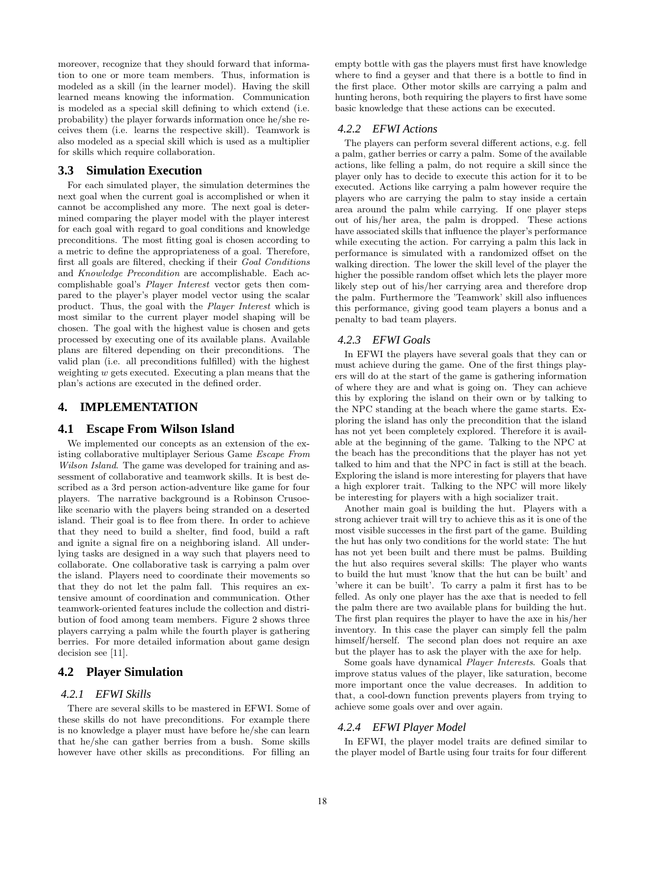moreover, recognize that they should forward that information to one or more team members. Thus, information is modeled as a skill (in the learner model). Having the skill learned means knowing the information. Communication is modeled as a special skill defining to which extend (i.e. probability) the player forwards information once he/she receives them (i.e. learns the respective skill). Teamwork is also modeled as a special skill which is used as a multiplier for skills which require collaboration.

## 3.3 Simulation Execution

For each simulated player, the simulation determines the next goal when the current goal is accomplished or when it cannot be accomplished any more. The next goal is determined comparing the player model with the player interest for each goal with regard to goal conditions and knowledge preconditions. The most fitting goal is chosen according to a metric to define the appropriateness of a goal. Therefore, first all goals are filtered, checking if their *Goal Conditions* and *Knowledge Precondition* are accomplishable. Each accomplishable goal's *Player Interest* vector gets then compared to the player's player model vector using the scalar product. Thus, the goal with the *Player Interest* which is most similar to the current player model shaping will be chosen. The goal with the highest value is chosen and gets processed by executing one of its available plans. Available plans are filtered depending on their preconditions. The valid plan (i.e. all preconditions fulfilled) with the highest weighting $w$ gets executed. Executing a plan means that the plan's actions are executed in the defined order.

# 4. IMPLEMENTATION

## 4.1 Escape From Wilson Island

We implemented our concepts as an extension of the existing collaborative multiplayer Serious Game *Escape From Wilson Island*. The game was developed for training and assessment of collaborative and teamwork skills. It is best described as a 3rd person action-adventure like game for four players. The narrative background is a Robinson Crusoe-like scenario with the players being stranded on a deserted island. Their goal is to flee from there. In order to achieve that they need to build a shelter, find food, build a raft and ignite a signal fire on a neighboring island. All underlying tasks are designed in a way such that players need to collaborate. One collaborative task is carrying a palm over the island. Players need to coordinate their movements so that they do not let the palm fall. This requires an extensive amount of coordination and communication. Other teamwork-oriented features include the collection and distribution of food among team members. Figure 2 shows three players carrying a palm while the fourth player is gathering berries. For more detailed information about game design decision see [11].

## 4.2 Player Simulation

### 4.2.1 EFWI Skills

There are several skills to be mastered in EFWI. Some of these skills do not have preconditions. For example there is no knowledge a player must have before he/she can learn that he/she can gather berries from a bush. Some skills however have other skills as preconditions. For filling an empty bottle with gas the players must first have knowledge where to find a geyser and that there is a bottle to find in the first place. Other motor skills are carrying a palm and hunting herons, both requiring the players to first have some basic knowledge that these actions can be executed.

### 4.2.2 EFWI Actions

The players can perform several different actions, e.g. fell a palm, gather berries or carry a palm. Some of the available actions, like felling a palm, do not require a skill since the player only has to decide to execute this action for it to be executed. Actions like carrying a palm however require the players who are carrying the palm to stay inside a certain area around the palm while carrying. If one player steps out of his/her area, the palm is dropped. These actions have associated skills that influence the player's performance while executing the action. For carrying a palm this lack in performance is simulated with a randomized offset on the walking direction. The lower the skill level of the player the higher the possible random offset which lets the player more likely step out of his/her carrying area and therefore drop the palm. Furthermore the 'Teamwork' skill also influences this performance, giving good team players a bonus and a penalty to bad team players.

### 4.2.3 EFWI Goals

In EFWI the players have several goals that they can or must achieve during the game. One of the first things players will do at the start of the game is gathering information of where they are and what is going on. They can achieve this by exploring the island on their own or by talking to the NPC standing at the beach where the game starts. Exploring the island has only the precondition that the island has not yet been completely explored. Therefore it is available at the beginning of the game. Talking to the NPC at the beach has the preconditions that the player has not yet talked to him and that the NPC in fact is still at the beach. Exploring the island is more interesting for players that have a high explorer trait. Talking to the NPC will more likely be interesting for players with a high socializer trait.

Another main goal is building the hut. Players with a strong achiever trait will try to achieve this as it is one of the most visible successes in the first part of the game. Building the hut has only two conditions for the world state: The hut has not yet been built and there must be palms. Building the hut also requires several skills: The player who wants to build the hut must 'know that the hut can be built' and 'where it can be built'. To carry a palm it first has to be felled. As only one player has the axe that is needed to fell the palm there are two available plans for building the hut. The first plan requires the player to have the axe in his/her inventory. In this case the player can simply fell the palm himself/herself. The second plan does not require an axe but the player has to ask the player with the axe for help.

Some goals have dynamical *Player Interests*. Goals that improve status values of the player, like saturation, become more important once the value decreases. In addition to that, a cool-down function prevents players from trying to achieve some goals over and over again.

### 4.2.4 EFWI Player Model

In EFWI, the player model traits are defined similar to the player model of Bartle using four traits for four different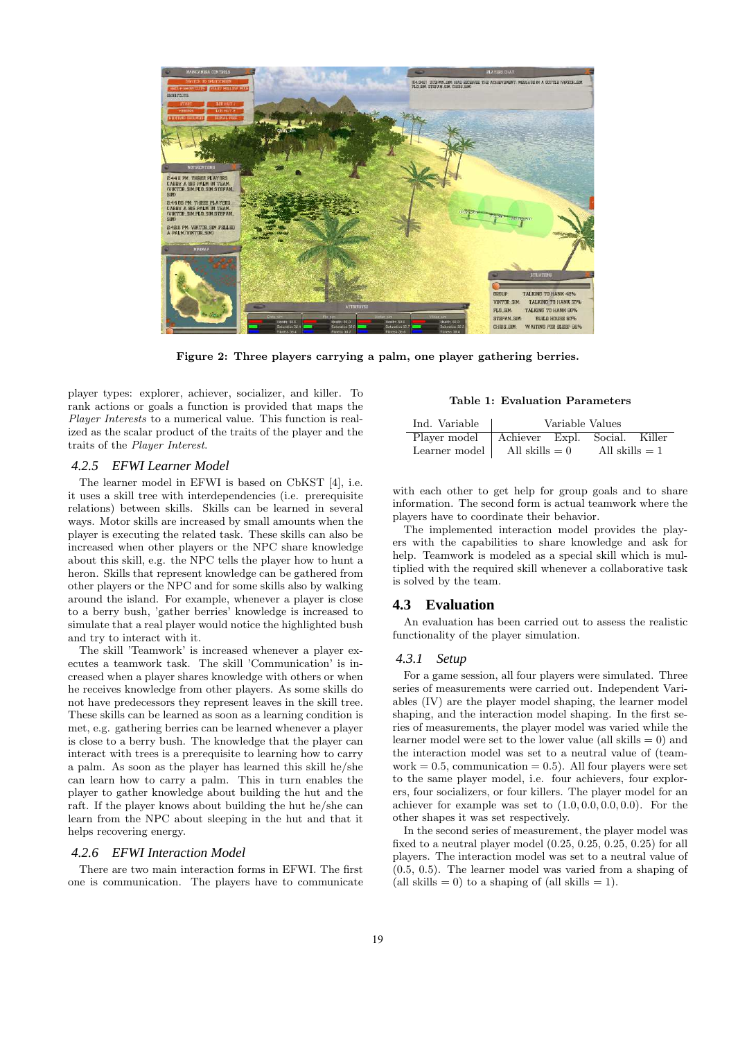Figure 2: Three players carrying a palm, one player gathering berries.

player types: explorer, achiever, socializer, and killer. To rank actions or goals a function is provided that maps the *Player Interests* to a numerical value. This function is realized as the scalar product of the traits of the player and the traits of the *Player Interest*.

### 4.2.5 EFWI Learner Model

The learner model in EFWI is based on CbKST [4], i.e. it uses a skill tree with interdependencies (i.e. prerequisite relations) between skills. Skills can be learned in several ways. Motor skills are increased by small amounts when the player is executing the related task. These skills can also be increased when other players or the NPC share knowledge about this skill, e.g. the NPC tells the player how to hunt a heron. Skills that represent knowledge can be gathered from other players or the NPC and for some skills also by walking around the island. For example, whenever a player is close to a berry bush, 'gather berries' knowledge is increased to simulate that a real player would notice the highlighted bush and try to interact with it.

The skill 'Teamwork' is increased whenever a player executes a teamwork task. The skill 'Communication' is increased when a player shares knowledge with others or when he receives knowledge from other players. As some skills do not have predecessors they represent leaves in the skill tree. These skills can be learned as soon as a learning condition is met, e.g. gathering berries can be learned whenever a player is close to a berry bush. The knowledge that the player can interact with trees is a prerequisite to learning how to carry a palm. As soon as the player has learned this skill he/she can learn how to carry a palm. This in turn enables the player to gather knowledge about building the hut and the raft. If the player knows about building the hut he/she can learn from the NPC about sleeping in the hut and that it helps recovering energy.

### 4.2.6 EFWI Interaction Model

There are two main interaction forms in EFWI. The first one is communication. The players have to communicate with each other to get help for group goals and to share information. The second form is actual teamwork where the players have to coordinate their behavior.

The implemented interaction model provides the players with the capabilities to share knowledge and ask for help. Teamwork is modeled as a special skill which is multiplied with the required skill whenever a collaborative task is solved by the team.

**Table 1: Evaluation Parameters**

| Ind. Variable | Variable Values | | | |
|---|---|---|---|---|
| Player model | Achiever | Expl. | Social. | Killer |
| Learner model | All skills = 0 | | All skills = 1 | |

## 4.3 Evaluation

An evaluation has been carried out to assess the realistic functionality of the player simulation.

### 4.3.1 Setup

For a game session, all four players were simulated. Three series of measurements were carried out. Independent Variables (IV) are the player model shaping, the learner model shaping, and the interaction model shaping. In the first series of measurements, the player model was varied while the learner model were set to the lower value (all skills = 0) and the interaction model was set to a neutral value of (teamwork = 0.5, communication = 0.5). All four players were set to the same player model, i.e. four achievers, four explorers, four socializers, or four killers. The player model for an achiever for example was set to $(1.0, 0.0, 0.0, 0.0)$. For the other shapes it was set respectively.

In the second series of measurement, the player model was fixed to a neutral player model $(0.25, 0.25, 0.25, 0.25)$ for all players. The interaction model was set to a neutral value of $(0.5, 0.5)$. The learner model was varied from a shaping of (all skills = 0) to a shaping of (all skills = 1).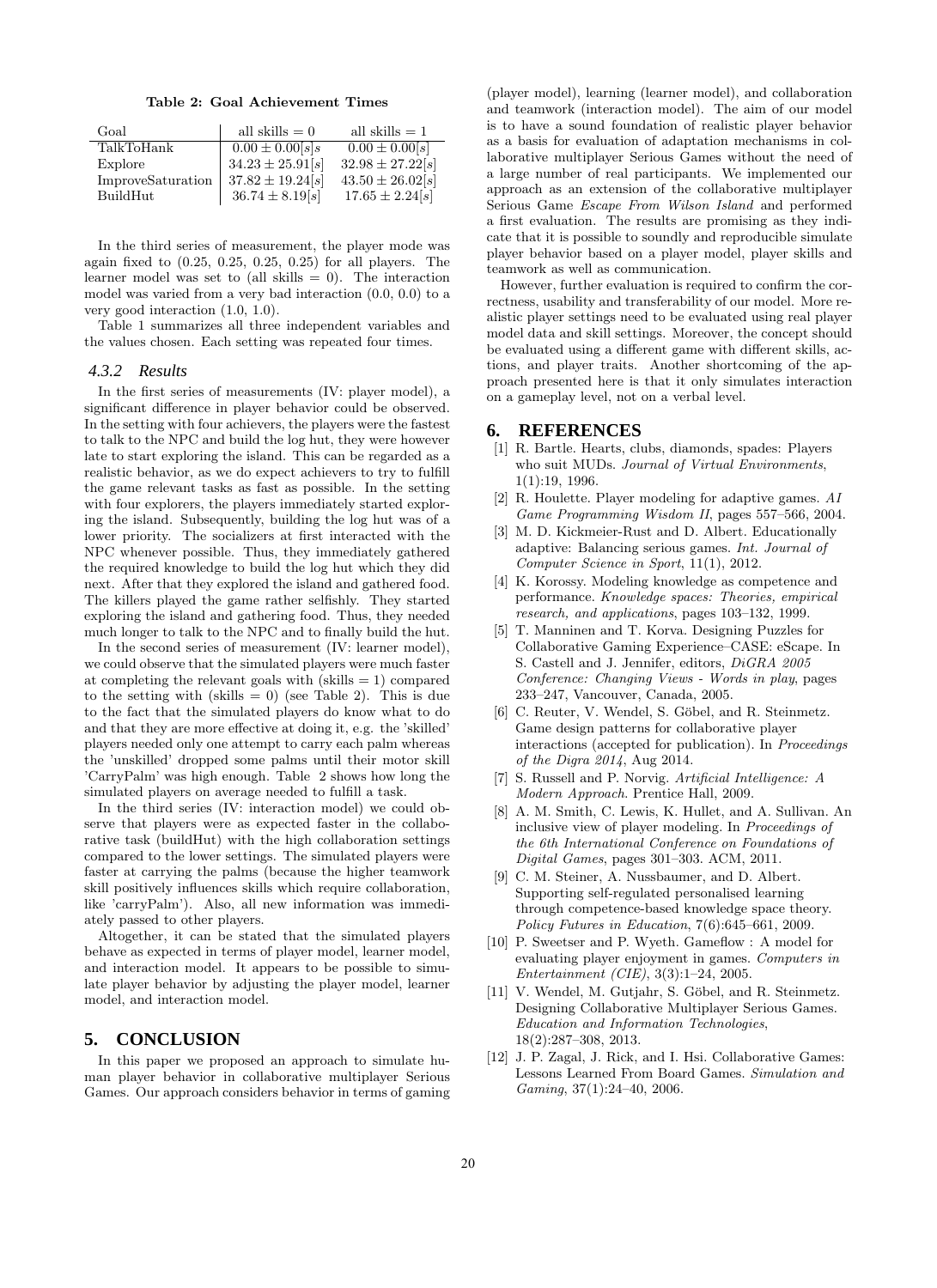Table 2: Goal Achievement Times

| Goal | all skills = 0 | all skills = 1 |
|---|---|---|
| TalkToHank | $0.00 \pm 0.00[s]s$ | $0.00 \pm 0.00[s]$ |
| Explore | $34.23 \pm 25.91[s]$ | $32.98 \pm 27.22[s]$ |
| ImproveSaturation | $37.82 \pm 19.24[s]$ | $43.50 \pm 26.02[s]$ |
| BuildHut | $36.74 \pm 8.19[s]$ | $17.65 \pm 2.24[s]$ |

In the third series of measurement, the player mode was again fixed to (0.25, 0.25, 0.25, 0.25) for all players. The learner model was set to (all skills = 0). The interaction model was varied from a very bad interaction (0.0, 0.0) to a very good interaction (1.0, 1.0).

Table 1 summarizes all three independent variables and the values chosen. Each setting was repeated four times.

### 4.3.2 Results

In the first series of measurements (IV: player model), a significant difference in player behavior could be observed. In the setting with four achievers, the players were the fastest to talk to the NPC and build the log hut, they were however late to start exploring the island. This can be regarded as a realistic behavior, as we do expect achievers to try to fulfill the game relevant tasks as fast as possible. In the setting with four explorers, the players immediately started exploring the island. Subsequently, building the log hut was of a lower priority. The socializers at first interacted with the NPC whenever possible. Thus, they immediately gathered the required knowledge to build the log hut which they did next. After that they explored the island and gathered food. The killers played the game rather selfishly. They started exploring the island and gathering food. Thus, they needed much longer to talk to the NPC and to finally build the hut.

In the second series of measurement (IV: learner model), we could observe that the simulated players were much faster at completing the relevant goals with (skills = 1) compared to the setting with (skills = 0) (see Table 2). This is due to the fact that the simulated players do know what to do and that they are more effective at doing it, e.g. the 'skilled' players needed only one attempt to carry each palm whereas the 'unskilled' dropped some palms until their motor skill 'CarryPalm' was high enough. Table 2 shows how long the simulated players on average needed to fulfill a task.

In the third series (IV: interaction model) we could observe that players were as expected faster in the collaborative task (buildHut) with the high collaboration settings compared to the lower settings. The simulated players were faster at carrying the palms (because the higher teamwork skill positively influences skills which require collaboration, like 'carryPalm'). Also, all new information was immediately passed to other players.

Altogether, it can be stated that the simulated players behave as expected in terms of player model, learner model, and interaction model. It appears to be possible to simulate player behavior by adjusting the player model, learner model, and interaction model.

## 5. CONCLUSION

In this paper we proposed an approach to simulate human player behavior in collaborative multiplayer Serious Games. Our approach considers behavior in terms of gaming (player model), learning (learner model), and collaboration and teamwork (interaction model). The aim of our model is to have a sound foundation of realistic player behavior as a basis for evaluation of adaptation mechanisms in collaborative multiplayer Serious Games without the need of a large number of real participants. We implemented our approach as an extension of the collaborative multiplayer Serious Game *Escape From Wilson Island* and performed a first evaluation. The results are promising as they indicate that it is possible to soundly and reproducible simulate player behavior based on a player model, player skills and teamwork as well as communication.

However, further evaluation is required to confirm the correctness, usability and transferability of our model. More realistic player settings need to be evaluated using real player model data and skill settings. Moreover, the concept should be evaluated using a different game with different skills, actions, and player traits. Another shortcoming of the approach presented here is that it only simulates interaction on a gameplay level, not on a verbal level.

## 6. REFERENCES

[1] R. Bartle. Hearts, clubs, diamonds, spades: Players who suit MUDs. *Journal of Virtual Environments*, 1(1):19, 1996.

[2] R. Houlette. Player modeling for adaptive games. *AI Game Programming Wisdom II*, pages 557–566, 2004.

[3] M. D. Kickmeier-Rust and D. Albert. Educationally adaptive: Balancing serious games. *Int. Journal of Computer Science in Sport*, 11(1), 2012.

[4] K. Korossy. Modeling knowledge as competence and performance. *Knowledge spaces: Theories, empirical research, and applications*, pages 103–132, 1999.

[5] T. Manninen and T. Korva. Designing Puzzles for Collaborative Gaming Experience–CASE: eScape. In S. Castell and J. Jennifer, editors, *DiGRA 2005 Conference: Changing Views - Words in play*, pages 233–247, Vancouver, Canada, 2005.

[6] C. Reuter, V. Wendel, S. Göbel, and R. Steinmetz. Game design patterns for collaborative player interactions (accepted for publication). In *Proceedings of the Digra 2014*, Aug 2014.

[7] S. Russell and P. Norvig. *Artificial Intelligence: A Modern Approach*. Prentice Hall, 2009.

[8] A. M. Smith, C. Lewis, K. Hullet, and A. Sullivan. An inclusive view of player modeling. In *Proceedings of the 6th International Conference on Foundations of Digital Games*, pages 301–303. ACM, 2011.

[9] C. M. Steiner, A. Nussbaumer, and D. Albert. Supporting self-regulated personalised learning through competence-based knowledge space theory. *Policy Futures in Education*, 7(6):645–661, 2009.

[10] P. Sweetser and P. Wyeth. Gameflow : A model for evaluating player enjoyment in games. *Computers in Entertainment (CIE)*, 3(3):1–24, 2005.

[11] V. Wendel, M. Gutjahr, S. Göbel, and R. Steinmetz. Designing Collaborative Multiplayer Serious Games. *Education and Information Technologies*, 18(2):287–308, 2013.

[12] J. P. Zagal, J. Rick, and I. Hsi. Collaborative Games: Lessons Learned From Board Games. *Simulation and Gaming*, 37(1):24–40, 2006.